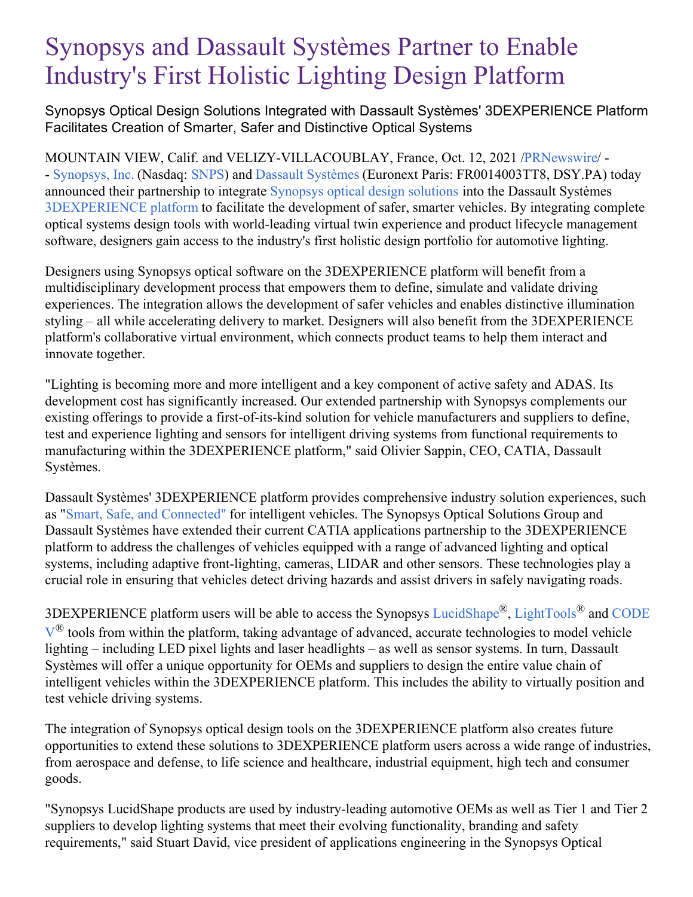# Synopsys and Dassault Systèmes Partner to Enable Industry's First Holistic Lighting Design Platform

Synopsys Optical Design Solutions Integrated with Dassault Systèmes' 3DEXPERIENCE Platform Facilitates Creation of Smarter, Safer and Distinctive Optical Systems

MOUNTAIN VIEW, Calif. and VELIZY-VILLACOUBLAY, France, Oct. 12, 2021 /PRNewswire/ -- Synopsys, Inc. (Nasdaq: SNPS) and Dassault Systèmes (Euronext Paris: FR0014003TT8, DSY.PA) today announced their partnership to integrate Synopsys optical design solutions into the Dassault Systèmes 3DEXPERIENCE platform to facilitate the development of safer, smarter vehicles. By integrating complete optical systems design tools with world-leading virtual twin experience and product lifecycle management software, designers gain access to the industry's first holistic design portfolio for automotive lighting.

Designers using Synopsys optical software on the 3DEXPERIENCE platform will benefit from a multidisciplinary development process that empowers them to define, simulate and validate driving experiences. The integration allows the development of safer vehicles and enables distinctive illumination styling – all while accelerating delivery to market. Designers will also benefit from the 3DEXPERIENCE platform's collaborative virtual environment, which connects product teams to help them interact and innovate together.

"Lighting is becoming more and more intelligent and a key component of active safety and ADAS. Its development cost has significantly increased. Our extended partnership with Synopsys complements our existing offerings to provide a first-of-its-kind solution for vehicle manufacturers and suppliers to define, test and experience lighting and sensors for intelligent driving systems from functional requirements to manufacturing within the 3DEXPERIENCE platform," said Olivier Sappin, CEO, CATIA, Dassault Systèmes.

Dassault Systèmes' 3DEXPERIENCE platform provides comprehensive industry solution experiences, such as "Smart, Safe, and Connected" for intelligent vehicles. The Synopsys Optical Solutions Group and Dassault Systèmes have extended their current CATIA applications partnership to the 3DEXPERIENCE platform to address the challenges of vehicles equipped with a range of advanced lighting and optical systems, including adaptive front-lighting, cameras, LIDAR and other sensors. These technologies play a crucial role in ensuring that vehicles detect driving hazards and assist drivers in safely navigating roads.

3DEXPERIENCE platform users will be able to access the Synopsys LucidShape®, LightTools® and CODE V® tools from within the platform, taking advantage of advanced, accurate technologies to model vehicle lighting – including LED pixel lights and laser headlights – as well as sensor systems. In turn, Dassault Systèmes will offer a unique opportunity for OEMs and suppliers to design the entire value chain of intelligent vehicles within the 3DEXPERIENCE platform. This includes the ability to virtually position and test vehicle driving systems.

The integration of Synopsys optical design tools on the 3DEXPERIENCE platform also creates future opportunities to extend these solutions to 3DEXPERIENCE platform users across a wide range of industries, from aerospace and defense, to life science and healthcare, industrial equipment, high tech and consumer goods.

"Synopsys LucidShape products are used by industry-leading automotive OEMs as well as Tier 1 and Tier 2 suppliers to develop lighting systems that meet their evolving functionality, branding and safety requirements," said Stuart David, vice president of applications engineering in the Synopsys Optical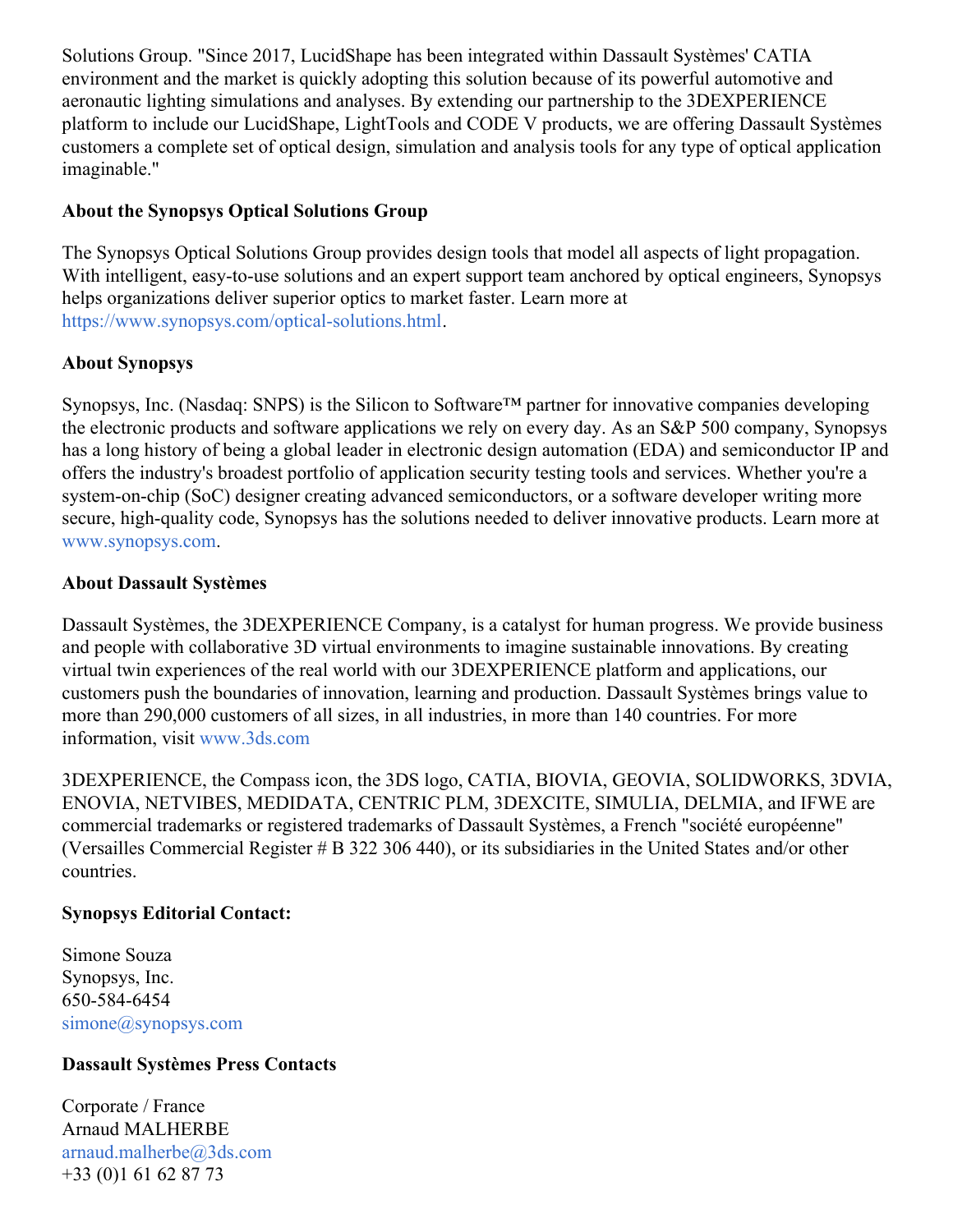Solutions Group. "Since 2017, LucidShape has been integrated within Dassault Systèmes' CATIA environment and the market is quickly adopting this solution because of its powerful automotive and aeronautic lighting simulations and analyses. By extending our partnership to the 3DEXPERIENCE platform to include our LucidShape, LightTools and CODE V products, we are offering Dassault Systèmes customers a complete set of optical design, simulation and analysis tools for any type of optical application imaginable."

**About the Synopsys Optical Solutions Group**

The Synopsys Optical Solutions Group provides design tools that model all aspects of light propagation. With intelligent, easy-to-use solutions and an expert support team anchored by optical engineers, Synopsys helps organizations deliver superior optics to market faster. Learn more at https://www.synopsys.com/optical-solutions.html.

**About Synopsys**

Synopsys, Inc. (Nasdaq: SNPS) is the Silicon to Software™ partner for innovative companies developing the electronic products and software applications we rely on every day. As an S&P 500 company, Synopsys has a long history of being a global leader in electronic design automation (EDA) and semiconductor IP and offers the industry's broadest portfolio of application security testing tools and services. Whether you're a system-on-chip (SoC) designer creating advanced semiconductors, or a software developer writing more secure, high-quality code, Synopsys has the solutions needed to deliver innovative products. Learn more at www.synopsys.com.

**About Dassault Systèmes**

Dassault Systèmes, the 3DEXPERIENCE Company, is a catalyst for human progress. We provide business and people with collaborative 3D virtual environments to imagine sustainable innovations. By creating virtual twin experiences of the real world with our 3DEXPERIENCE platform and applications, our customers push the boundaries of innovation, learning and production. Dassault Systèmes brings value to more than 290,000 customers of all sizes, in all industries, in more than 140 countries. For more information, visit www.3ds.com

3DEXPERIENCE, the Compass icon, the 3DS logo, CATIA, BIOVIA, GEOVIA, SOLIDWORKS, 3DVIA, ENOVIA, NETVIBES, MEDIDATA, CENTRIC PLM, 3DEXCITE, SIMULIA, DELMIA, and IFWE are commercial trademarks or registered trademarks of Dassault Systèmes, a French "société européenne" (Versailles Commercial Register # B 322 306 440), or its subsidiaries in the United States and/or other countries.

**Synopsys Editorial Contact:**

Simone Souza
Synopsys, Inc.
650-584-6454
simone@synopsys.com

**Dassault Systèmes Press Contacts**

Corporate / France
Arnaud MALHERBE
arnaud.malherbe@3ds.com
+33 (0)1 61 62 87 73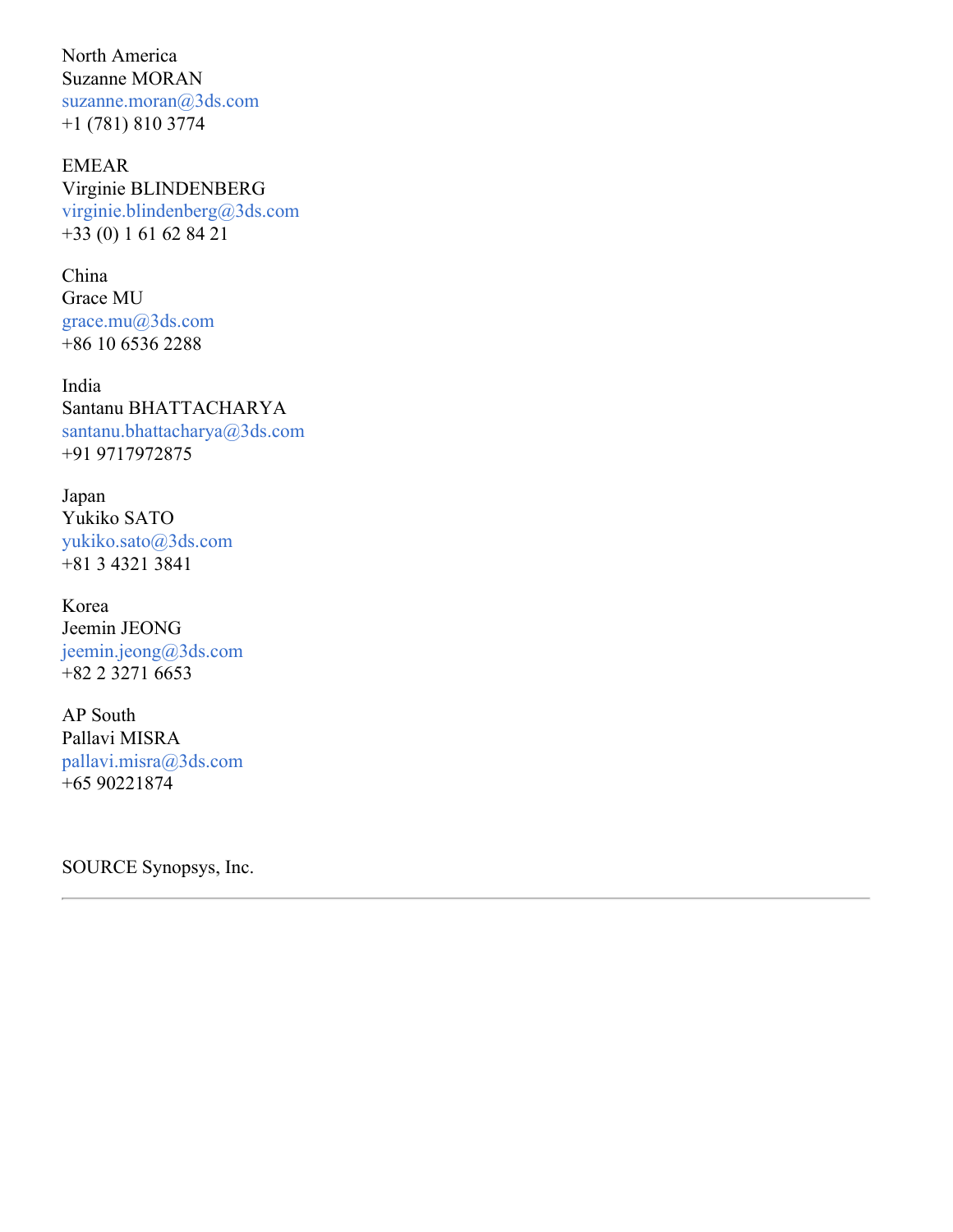North America
Suzanne MORAN
suzanne.moran@3ds.com
+1 (781) 810 3774

EMEAR
Virginie BLINDENBERG
virginie.blindenberg@3ds.com
+33 (0) 1 61 62 84 21

China
Grace MU
grace.mu@3ds.com
+86 10 6536 2288

India
Santanu BHATTACHARYA
santanu.bhattacharya@3ds.com
+91 9717972875

Japan
Yukiko SATO
yukiko.sato@3ds.com
+81 3 4321 3841

Korea
Jeemin JEONG
jeemin.jeong@3ds.com
+82 2 3271 6653

AP South
Pallavi MISRA
pallavi.misra@3ds.com
+65 90221874

SOURCE Synopsys, Inc.

---